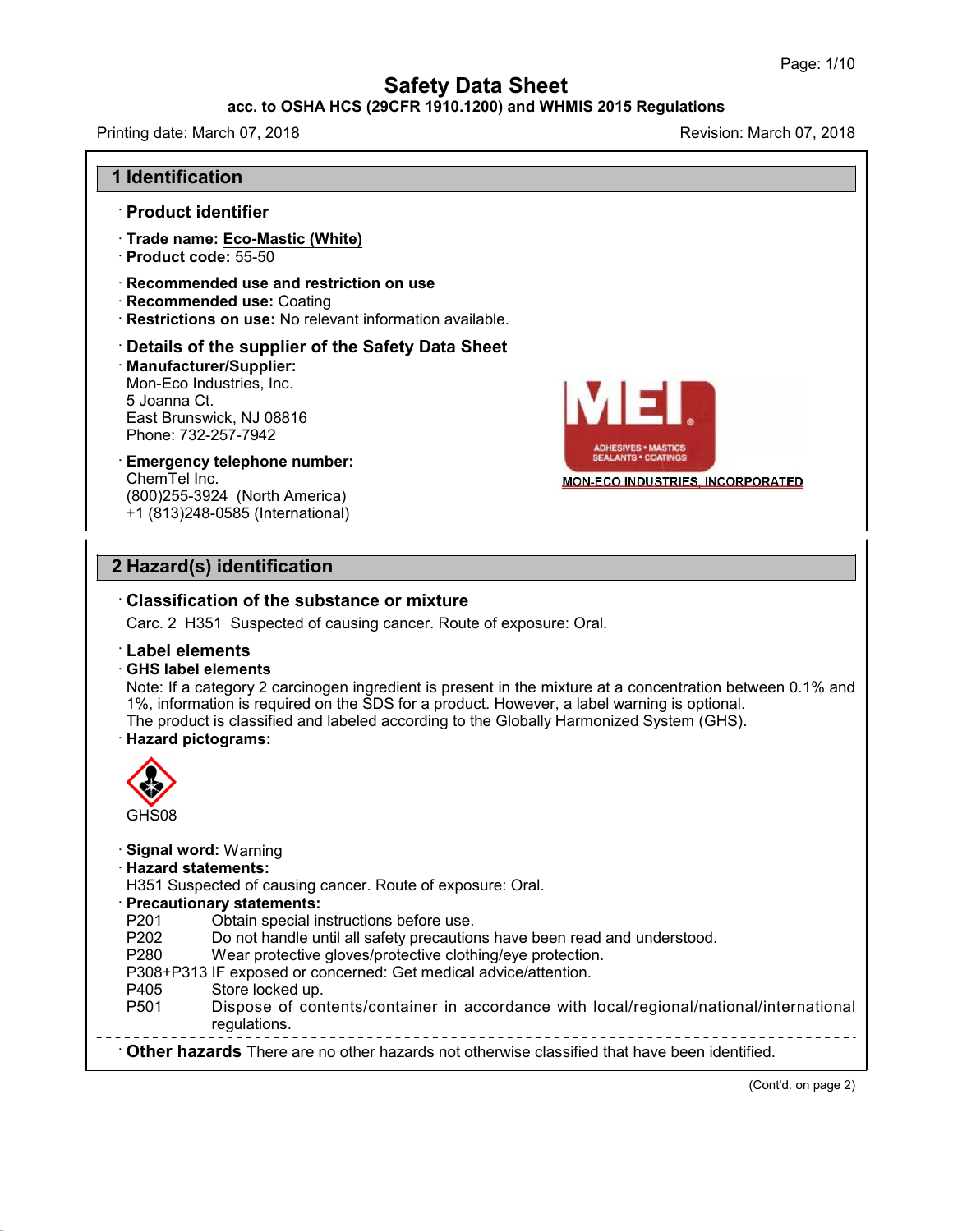# Safety Data Sheet

**acc. to OSHA HCS (29CFR 1910.1200) and WHMIS 2015 Regulations**

Printing date: March 07, 2018 Revision: March 07, 2018

## 1 Identification

### · Product identifier

· **Trade name:** **Eco-Mastic (White)**
· **Product code:** 55-50

· **Recommended use and restriction on use**
· **Recommended use:** Coating
· **Restrictions on use:** No relevant information available.

### · Details of the supplier of the Safety Data Sheet

· **Manufacturer/Supplier:**
Mon-Eco Industries, Inc.
5 Joanna Ct.
East Brunswick, NJ 08816
Phone: 732-257-7942

· **Emergency telephone number:**
ChemTel Inc.
(800)255-3924 (North America)
+1 (813)248-0585 (International)

MEI
ADHESIVES • MASTICS
SEALANTS • COATINGS
MON-ECO INDUSTRIES, INCORPORATED

## 2 Hazard(s) identification

### · Classification of the substance or mixture

Carc. 2 H351 Suspected of causing cancer. Route of exposure: Oral.

### · Label elements

· **GHS label elements**
Note: If a category 2 carcinogen ingredient is present in the mixture at a concentration between 0.1% and 1%, information is required on the SDS for a product. However, a label warning is optional.
The product is classified and labeled according to the Globally Harmonized System (GHS).

· **Hazard pictograms:**

GHS08

· **Signal word:** Warning
· **Hazard statements:**
H351 Suspected of causing cancer. Route of exposure: Oral.
· **Precautionary statements:**
P201 Obtain special instructions before use.
P202 Do not handle until all safety precautions have been read and understood.
P280 Wear protective gloves/protective clothing/eye protection.
P308+P313 IF exposed or concerned: Get medical advice/attention.
P405 Store locked up.
P501 Dispose of contents/container in accordance with local/regional/national/international regulations.

· **Other hazards** There are no other hazards not otherwise classified that have been identified.

(Cont'd. on page 2)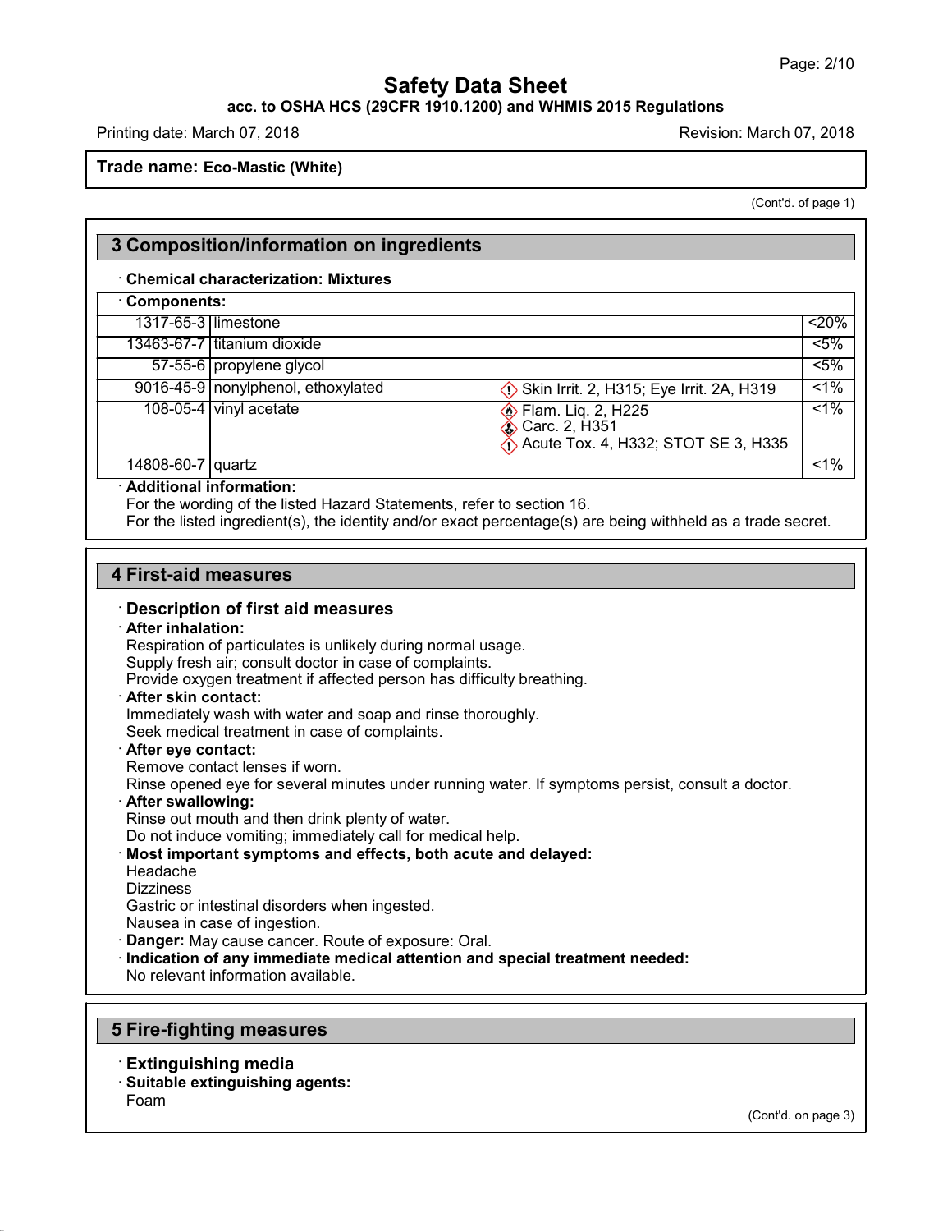# Safety Data Sheet

**acc. to OSHA HCS (29CFR 1910.1200) and WHMIS 2015 Regulations**

Printing date: March 07, 2018 Revision: March 07, 2018

**Trade name: Eco-Mastic (White)**

(Cont'd. of page 1)

## 3 Composition/information on ingredients

· **Chemical characterization: Mixtures**

| · **Components:** | | | |
|---|---|---|---|
| 1317-65-3 | limestone | | <20% |
| 13463-67-7 | titanium dioxide | | <5% |
| 57-55-6 | propylene glycol | | <5% |
| 9016-45-9 | nonylphenol, ethoxylated | Skin Irrit. 2, H315; Eye Irrit. 2A, H319 | <1% |
| 108-05-4 | vinyl acetate | Flam. Liq. 2, H225<br>Carc. 2, H351<br>Acute Tox. 4, H332; STOT SE 3, H335 | <1% |
| 14808-60-7 | quartz | | <1% |

· **Additional information:**
For the wording of the listed Hazard Statements, refer to section 16.
For the listed ingredient(s), the identity and/or exact percentage(s) are being withheld as a trade secret.

## 4 First-aid measures

### · Description of first aid measures

· **After inhalation:**
Respiration of particulates is unlikely during normal usage.
Supply fresh air; consult doctor in case of complaints.
Provide oxygen treatment if affected person has difficulty breathing.

· **After skin contact:**
Immediately wash with water and soap and rinse thoroughly.
Seek medical treatment in case of complaints.

· **After eye contact:**
Remove contact lenses if worn.
Rinse opened eye for several minutes under running water. If symptoms persist, consult a doctor.

· **After swallowing:**
Rinse out mouth and then drink plenty of water.
Do not induce vomiting; immediately call for medical help.

· **Most important symptoms and effects, both acute and delayed:**
Headache
Dizziness
Gastric or intestinal disorders when ingested.
Nausea in case of ingestion.

· **Danger:** May cause cancer. Route of exposure: Oral.

· **Indication of any immediate medical attention and special treatment needed:**
No relevant information available.

## 5 Fire-fighting measures

### · Extinguishing media

· **Suitable extinguishing agents:**
Foam

(Cont'd. on page 3)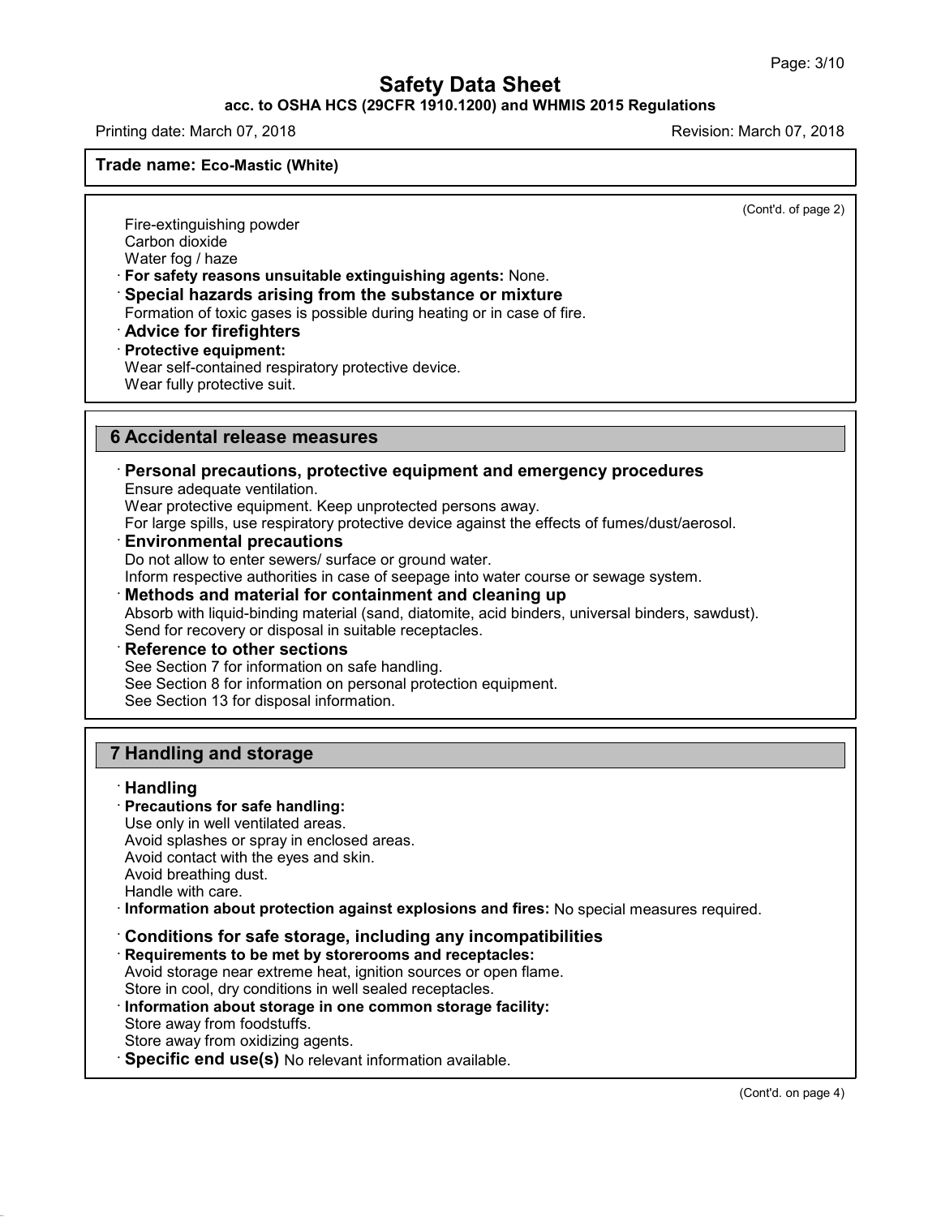Fire-extinguishing powder
Carbon dioxide
Water fog / haze

· **For safety reasons unsuitable extinguishing agents:** None.

· **Special hazards arising from the substance or mixture**
Formation of toxic gases is possible during heating or in case of fire.

· **Advice for firefighters**

· **Protective equipment:**
Wear self-contained respiratory protective device.
Wear fully protective suit.

## 6 Accidental release measures

· **Personal precautions, protective equipment and emergency procedures**
Ensure adequate ventilation.
Wear protective equipment. Keep unprotected persons away.
For large spills, use respiratory protective device against the effects of fumes/dust/aerosol.

· **Environmental precautions**
Do not allow to enter sewers/ surface or ground water.
Inform respective authorities in case of seepage into water course or sewage system.

· **Methods and material for containment and cleaning up**
Absorb with liquid-binding material (sand, diatomite, acid binders, universal binders, sawdust).
Send for recovery or disposal in suitable receptacles.

· **Reference to other sections**
See Section 7 for information on safe handling.
See Section 8 for information on personal protection equipment.
See Section 13 for disposal information.

## 7 Handling and storage

· **Handling**

· **Precautions for safe handling:**
Use only in well ventilated areas.
Avoid splashes or spray in enclosed areas.
Avoid contact with the eyes and skin.
Avoid breathing dust.
Handle with care.

· **Information about protection against explosions and fires:** No special measures required.

· **Conditions for safe storage, including any incompatibilities**

· **Requirements to be met by storerooms and receptacles:**
Avoid storage near extreme heat, ignition sources or open flame.
Store in cool, dry conditions in well sealed receptacles.

· **Information about storage in one common storage facility:**
Store away from foodstuffs.
Store away from oxidizing agents.

· **Specific end use(s)** No relevant information available.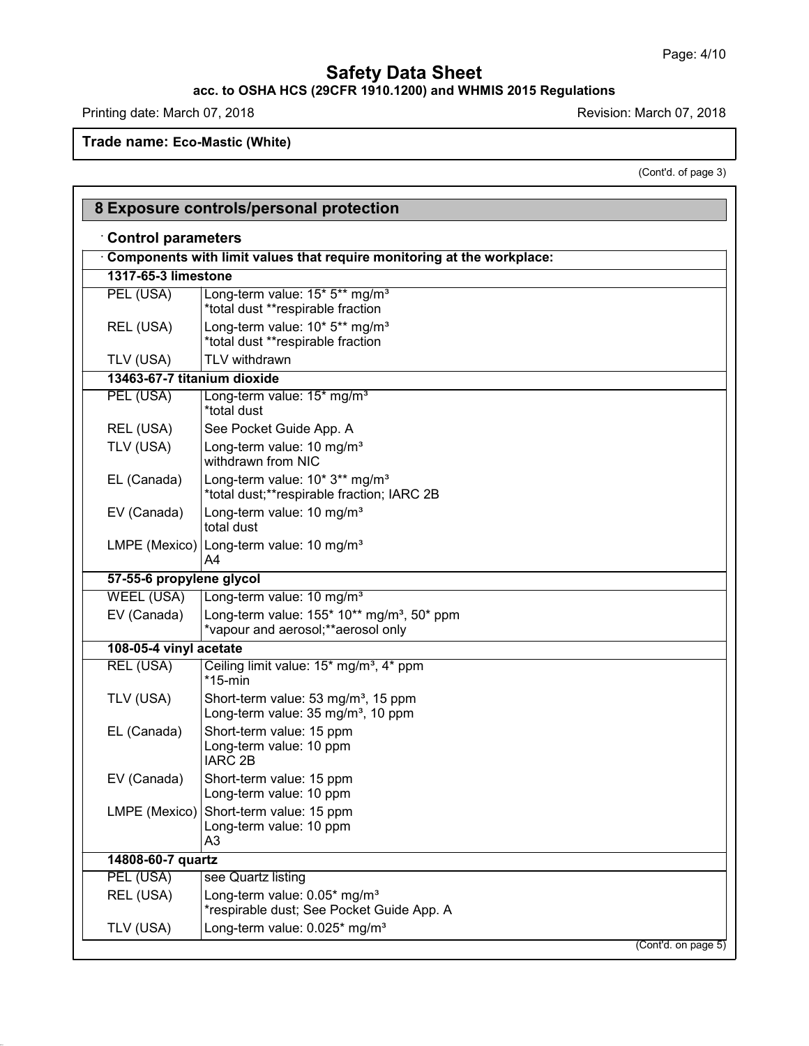**Trade name: Eco-Mastic (White)**

(Cont'd. of page 3)

## 8 Exposure controls/personal protection

### · Control parameters

**· Components with limit values that require monitoring at the workplace:**

| | |
|---|---|
| **1317-65-3 limestone** | |
| PEL (USA) | Long-term value: 15* 5** mg/m³<br>*total dust **respirable fraction |
| REL (USA) | Long-term value: 10* 5** mg/m³<br>*total dust **respirable fraction |
| TLV (USA) | TLV withdrawn |
| **13463-67-7 titanium dioxide** | |
| PEL (USA) | Long-term value: 15* mg/m³<br>*total dust |
| REL (USA) | See Pocket Guide App. A |
| TLV (USA) | Long-term value: 10 mg/m³<br>withdrawn from NIC |
| EL (Canada) | Long-term value: 10* 3** mg/m³<br>*total dust;**respirable fraction; IARC 2B |
| EV (Canada) | Long-term value: 10 mg/m³<br>total dust |
| LMPE (Mexico) | Long-term value: 10 mg/m³<br>A4 |
| **57-55-6 propylene glycol** | |
| WEEL (USA) | Long-term value: 10 mg/m³ |
| EV (Canada) | Long-term value: 155* 10** mg/m³, 50* ppm<br>*vapour and aerosol;**aerosol only |
| **108-05-4 vinyl acetate** | |
| REL (USA) | Ceiling limit value: 15* mg/m³, 4* ppm<br>*15-min |
| TLV (USA) | Short-term value: 53 mg/m³, 15 ppm<br>Long-term value: 35 mg/m³, 10 ppm |
| EL (Canada) | Short-term value: 15 ppm<br>Long-term value: 10 ppm<br>IARC 2B |
| EV (Canada) | Short-term value: 15 ppm<br>Long-term value: 10 ppm |
| LMPE (Mexico) | Short-term value: 15 ppm<br>Long-term value: 10 ppm<br>A3 |
| **14808-60-7 quartz** | |
| PEL (USA) | see Quartz listing |
| REL (USA) | Long-term value: 0.05* mg/m³<br>*respirable dust; See Pocket Guide App. A |
| TLV (USA) | Long-term value: 0.025* mg/m³ |

(Cont'd. on page 5)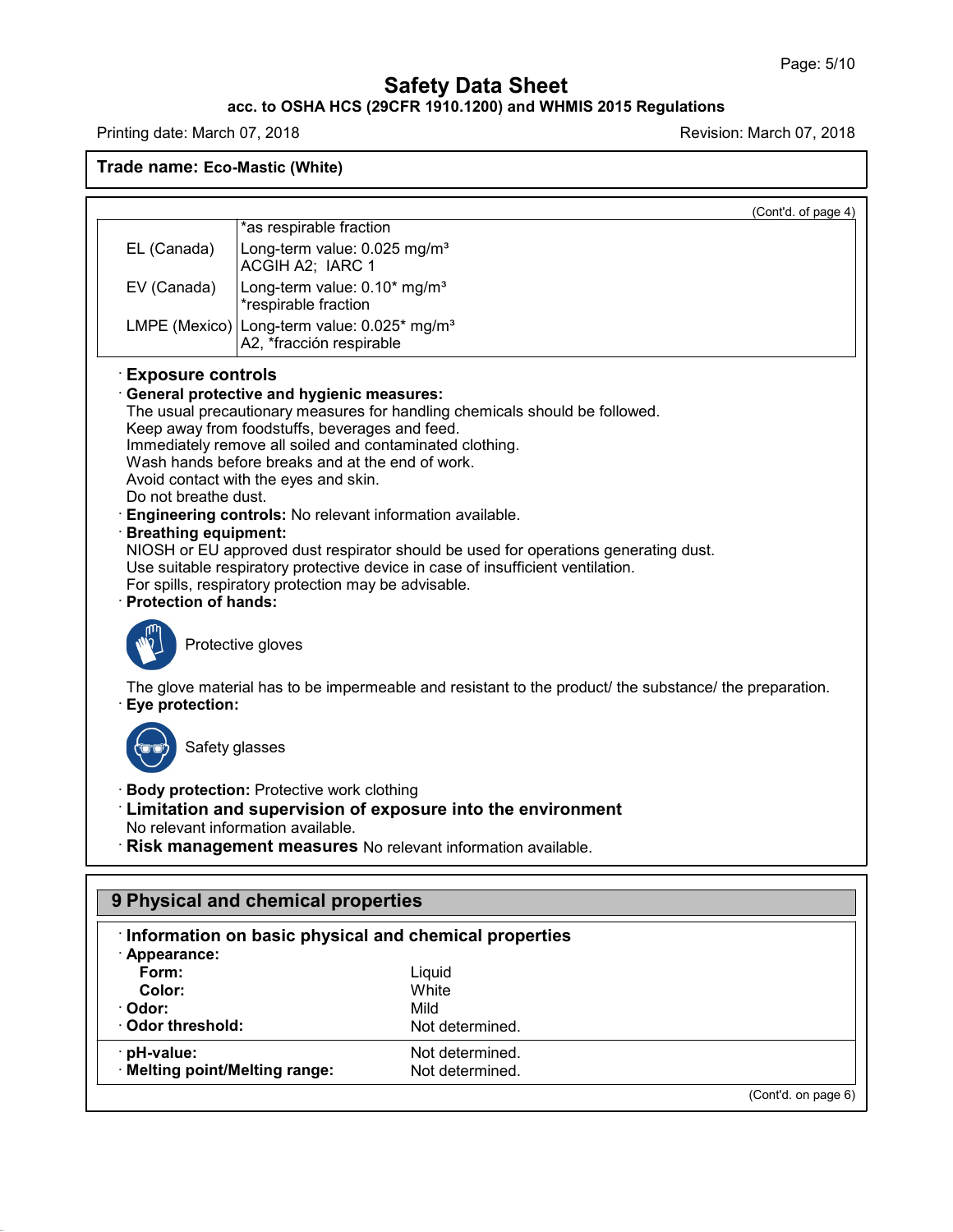Trade name: **Eco-Mastic (White)**

(Cont'd. of page 4)

| | |
|---|---|
| | *as respirable fraction |
| EL (Canada) | Long-term value: 0.025 mg/m³<br>ACGIH A2; IARC 1 |
| EV (Canada) | Long-term value: 0.10* mg/m³<br>*respirable fraction |
| LMPE (Mexico) | Long-term value: 0.025* mg/m³<br>A2, *fracción respirable |

· **Exposure controls**

· **General protective and hygienic measures:**
The usual precautionary measures for handling chemicals should be followed.
Keep away from foodstuffs, beverages and feed.
Immediately remove all soiled and contaminated clothing.
Wash hands before breaks and at the end of work.
Avoid contact with the eyes and skin.
Do not breathe dust.

· **Engineering controls:** No relevant information available.

· **Breathing equipment:**
NIOSH or EU approved dust respirator should be used for operations generating dust.
Use suitable respiratory protective device in case of insufficient ventilation.
For spills, respiratory protection may be advisable.

· **Protection of hands:**

Protective gloves

The glove material has to be impermeable and resistant to the product/ the substance/ the preparation.

· **Eye protection:**

Safety glasses

· **Body protection:** Protective work clothing

· **Limitation and supervision of exposure into the environment**
No relevant information available.

· **Risk management measures** No relevant information available.

## 9 Physical and chemical properties

· **Information on basic physical and chemical properties**

| | |
|---|---|
| · **Appearance:** | |
| **Form:** | Liquid |
| **Color:** | White |
| · **Odor:** | Mild |
| · **Odor threshold:** | Not determined. |
| · **pH-value:** | Not determined. |
| · **Melting point/Melting range:** | Not determined. |

(Cont'd. on page 6)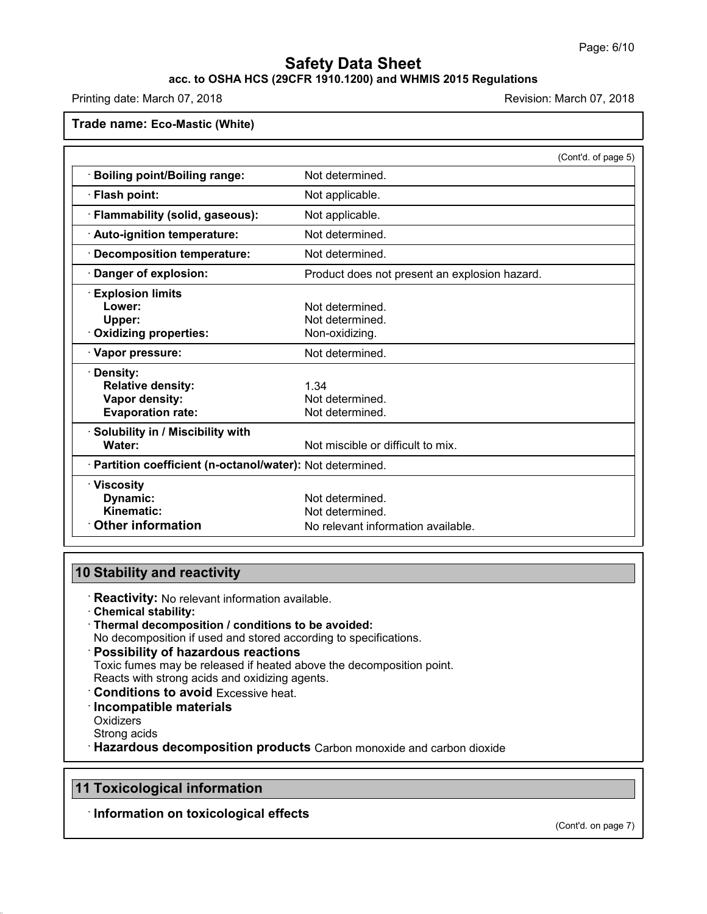Trade name: Eco-Mastic (White)

(Cont'd. of page 5)

| Property | Value |
|---|---|
| · Boiling point/Boiling range: | Not determined. |
| · Flash point: | Not applicable. |
| · Flammability (solid, gaseous): | Not applicable. |
| · Auto-ignition temperature: | Not determined. |
| · Decomposition temperature: | Not determined. |
| · Danger of explosion: | Product does not present an explosion hazard. |
| · Explosion limits | |
| Lower: | Not determined. |
| Upper: | Not determined. |
| · Oxidizing properties: | Non-oxidizing. |
| · Vapor pressure: | Not determined. |
| · Density: | |
| Relative density: | 1.34 |
| Vapor density: | Not determined. |
| Evaporation rate: | Not determined. |
| · Solubility in / Miscibility with | |
| Water: | Not miscible or difficult to mix. |
| · Partition coefficient (n-octanol/water): | Not determined. |
| · Viscosity | |
| Dynamic: | Not determined. |
| Kinematic: | Not determined. |
| · Other information | No relevant information available. |

## 10 Stability and reactivity

· **Reactivity:** No relevant information available.

· **Chemical stability:**

· **Thermal decomposition / conditions to be avoided:**
No decomposition if used and stored according to specifications.

· **Possibility of hazardous reactions**
Toxic fumes may be released if heated above the decomposition point.
Reacts with strong acids and oxidizing agents.

· **Conditions to avoid** Excessive heat.

· **Incompatible materials**
Oxidizers
Strong acids

· **Hazardous decomposition products** Carbon monoxide and carbon dioxide

## 11 Toxicological information

· **Information on toxicological effects**

(Cont'd. on page 7)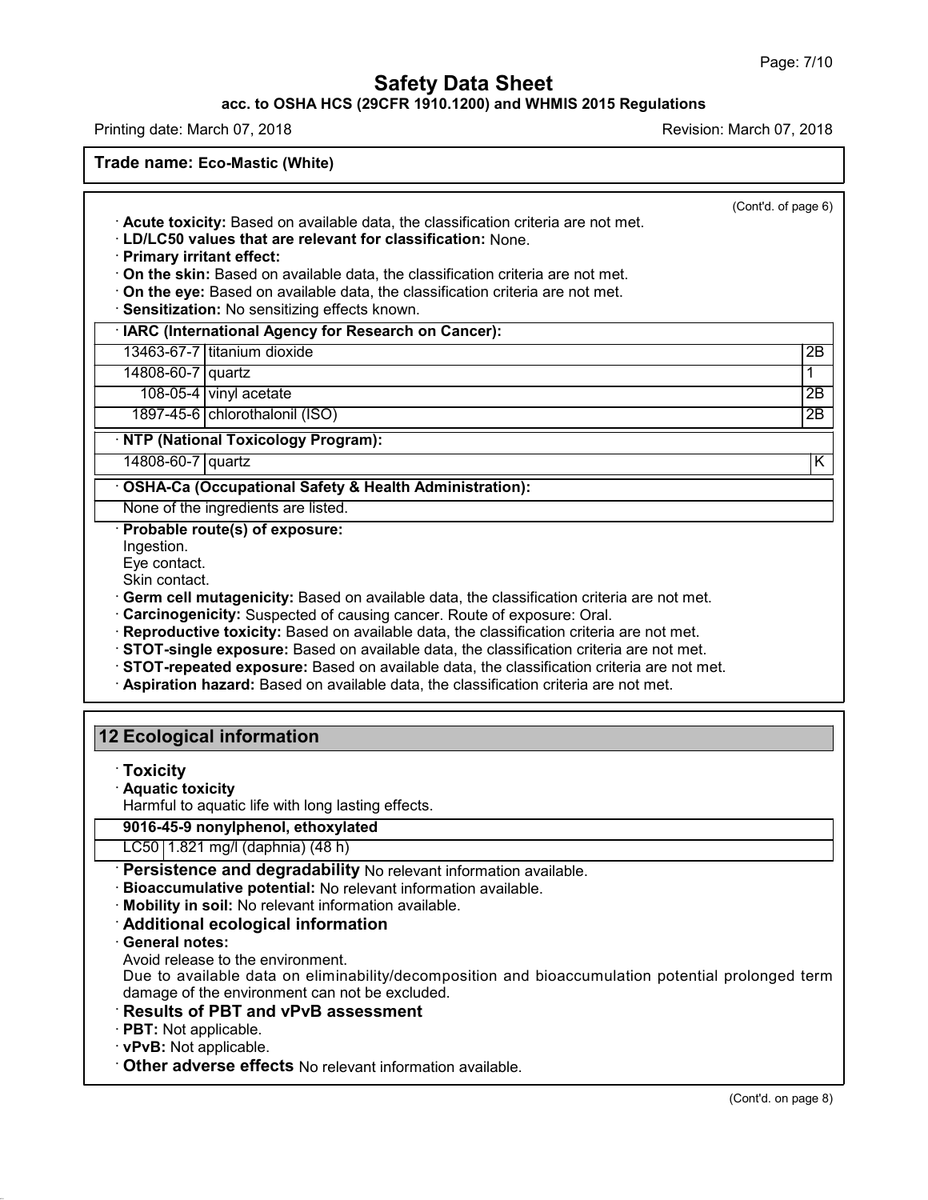Trade name: Eco-Mastic (White)

(Cont'd. of page 6)

· **Acute toxicity:** Based on available data, the classification criteria are not met.
· **LD/LC50 values that are relevant for classification:** None.
· **Primary irritant effect:**
· **On the skin:** Based on available data, the classification criteria are not met.
· **On the eye:** Based on available data, the classification criteria are not met.
· **Sensitization:** No sensitizing effects known.

| · IARC (International Agency for Research on Cancer): | | |
|---|---|---|
| 13463-67-7 | titanium dioxide | 2B |
| 14808-60-7 | quartz | 1 |
| 108-05-4 | vinyl acetate | 2B |
| 1897-45-6 | chlorothalonil (ISO) | 2B |

| · NTP (National Toxicology Program): | | |
|---|---|---|
| 14808-60-7 | quartz | K |

| · OSHA-Ca (Occupational Safety & Health Administration): |
|---|
| None of the ingredients are listed. |

· **Probable route(s) of exposure:**
Ingestion.
Eye contact.
Skin contact.
· **Germ cell mutagenicity:** Based on available data, the classification criteria are not met.
· **Carcinogenicity:** Suspected of causing cancer. Route of exposure: Oral.
· **Reproductive toxicity:** Based on available data, the classification criteria are not met.
· **STOT-single exposure:** Based on available data, the classification criteria are not met.
· **STOT-repeated exposure:** Based on available data, the classification criteria are not met.
· **Aspiration hazard:** Based on available data, the classification criteria are not met.

## 12 Ecological information

· **Toxicity**
· **Aquatic toxicity**
Harmful to aquatic life with long lasting effects.

| 9016-45-9 nonylphenol, ethoxylated | |
|---|---|
| LC50 | 1.821 mg/l (daphnia) (48 h) |

· **Persistence and degradability** No relevant information available.
· **Bioaccumulative potential:** No relevant information available.
· **Mobility in soil:** No relevant information available.
· **Additional ecological information**
· **General notes:**
Avoid release to the environment.
Due to available data on eliminability/decomposition and bioaccumulation potential prolonged term damage of the environment can not be excluded.
· **Results of PBT and vPvB assessment**
· **PBT:** Not applicable.
· **vPvB:** Not applicable.
· **Other adverse effects** No relevant information available.

(Cont'd. on page 8)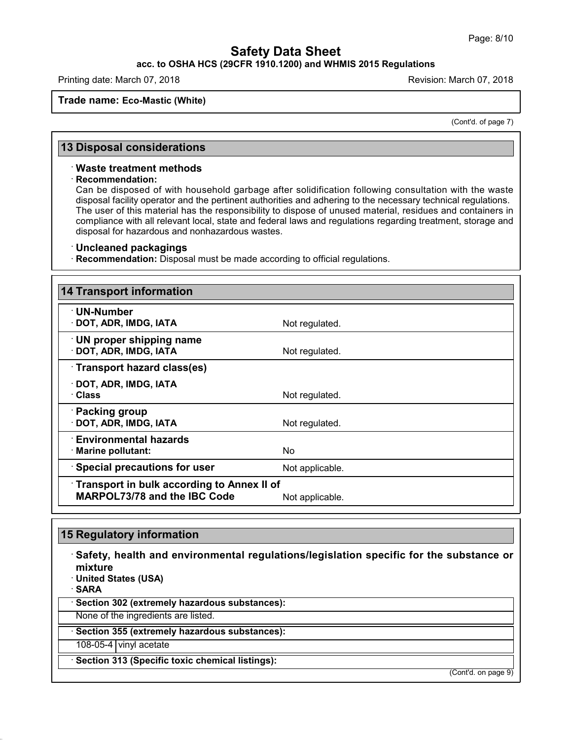**Trade name: Eco-Mastic (White)**

(Cont'd. of page 7)

## 13 Disposal considerations

· **Waste treatment methods**

· **Recommendation:**
Can be disposed of with household garbage after solidification following consultation with the waste disposal facility operator and the pertinent authorities and adhering to the necessary technical regulations.
The user of this material has the responsibility to dispose of unused material, residues and containers in compliance with all relevant local, state and federal laws and regulations regarding treatment, storage and disposal for hazardous and nonhazardous wastes.

· **Uncleaned packagings**

· **Recommendation:** Disposal must be made according to official regulations.

## 14 Transport information

| | |
|---|---|
| · **UN-Number** | |
| · **DOT, ADR, IMDG, IATA** | Not regulated. |
| · **UN proper shipping name** | |
| · **DOT, ADR, IMDG, IATA** | Not regulated. |
| · **Transport hazard class(es)** | |
| · **DOT, ADR, IMDG, IATA** | |
| · **Class** | Not regulated. |
| · **Packing group** | |
| · **DOT, ADR, IMDG, IATA** | Not regulated. |
| · **Environmental hazards** | |
| · **Marine pollutant:** | No |
| · **Special precautions for user** | Not applicable. |
| · **Transport in bulk according to Annex II of MARPOL73/78 and the IBC Code** | Not applicable. |

## 15 Regulatory information

· **Safety, health and environmental regulations/legislation specific for the substance or mixture**

· **United States (USA)**

· **SARA**

| · **Section 302 (extremely hazardous substances):** | |
|---|---|
| None of the ingredients are listed. | |

| · **Section 355 (extremely hazardous substances):** | |
|---|---|
| 108-05-4 | vinyl acetate |

· **Section 313 (Specific toxic chemical listings):**

(Cont'd. on page 9)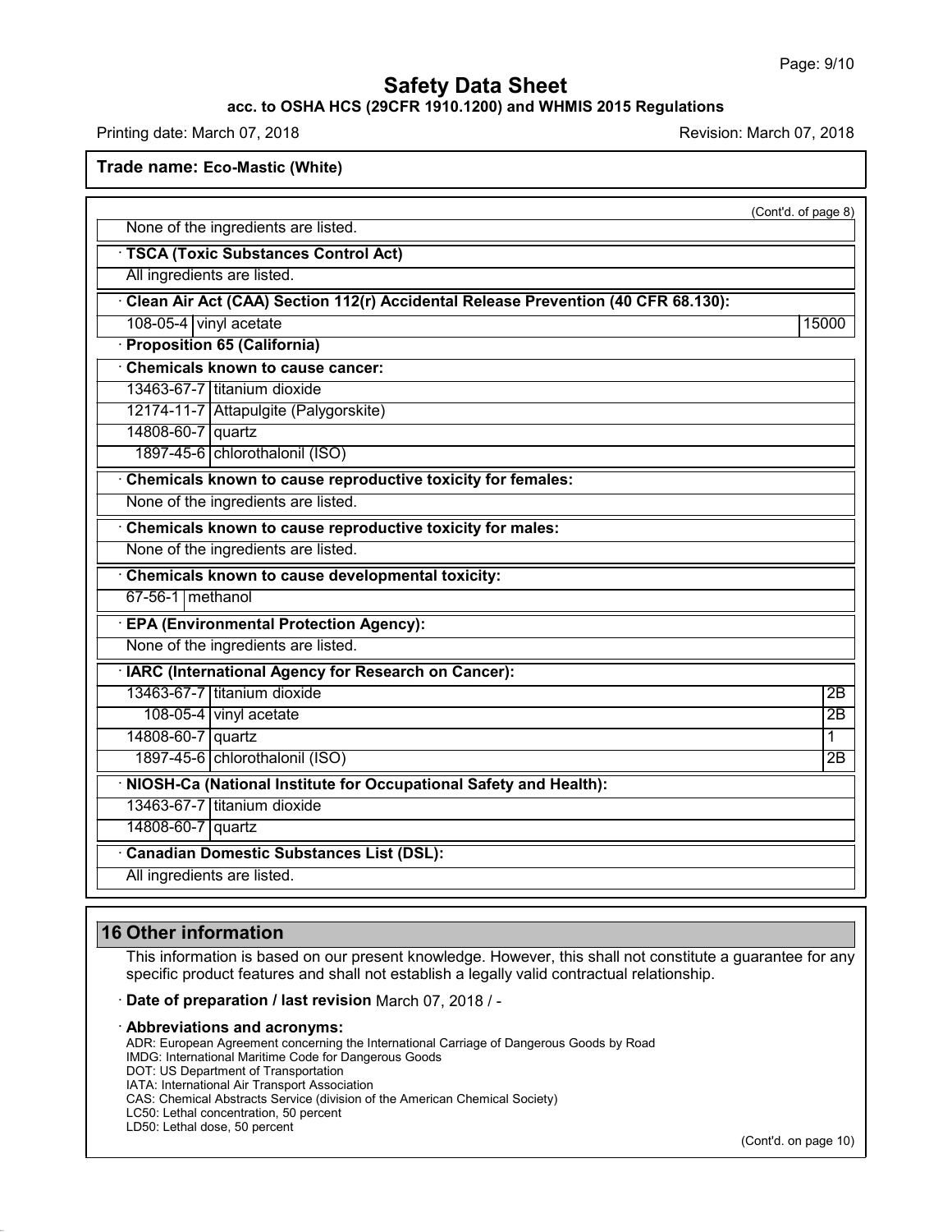**Trade name: Eco-Mastic (White)**

(Cont'd. of page 8)

None of the ingredients are listed.

· **TSCA (Toxic Substances Control Act)**

All ingredients are listed.

· **Clean Air Act (CAA) Section 112(r) Accidental Release Prevention (40 CFR 68.130):**

| | | |
|---|---|---|
| 108-05-4 | vinyl acetate | 15000 |

· **Proposition 65 (California)**

· **Chemicals known to cause cancer:**

| | |
|---|---|
| 13463-67-7 | titanium dioxide |
| 12174-11-7 | Attapulgite (Palygorskite) |
| 14808-60-7 | quartz |
| 1897-45-6 | chlorothalonil (ISO) |

· **Chemicals known to cause reproductive toxicity for females:**

None of the ingredients are listed.

· **Chemicals known to cause reproductive toxicity for males:**

None of the ingredients are listed.

· **Chemicals known to cause developmental toxicity:**

| | |
|---|---|
| 67-56-1 | methanol |

· **EPA (Environmental Protection Agency):**

None of the ingredients are listed.

· **IARC (International Agency for Research on Cancer):**

| | | |
|---|---|---|
| 13463-67-7 | titanium dioxide | 2B |
| 108-05-4 | vinyl acetate | 2B |
| 14808-60-7 | quartz | 1 |
| 1897-45-6 | chlorothalonil (ISO) | 2B |

· **NIOSH-Ca (National Institute for Occupational Safety and Health):**

| | |
|---|---|
| 13463-67-7 | titanium dioxide |
| 14808-60-7 | quartz |

· **Canadian Domestic Substances List (DSL):**

All ingredients are listed.

## 16 Other information

This information is based on our present knowledge. However, this shall not constitute a guarantee for any specific product features and shall not establish a legally valid contractual relationship.

· **Date of preparation / last revision** March 07, 2018 / -

· **Abbreviations and acronyms:**

ADR: European Agreement concerning the International Carriage of Dangerous Goods by Road
IMDG: International Maritime Code for Dangerous Goods
DOT: US Department of Transportation
IATA: International Air Transport Association
CAS: Chemical Abstracts Service (division of the American Chemical Society)
LC50: Lethal concentration, 50 percent
LD50: Lethal dose, 50 percent

(Cont'd. on page 10)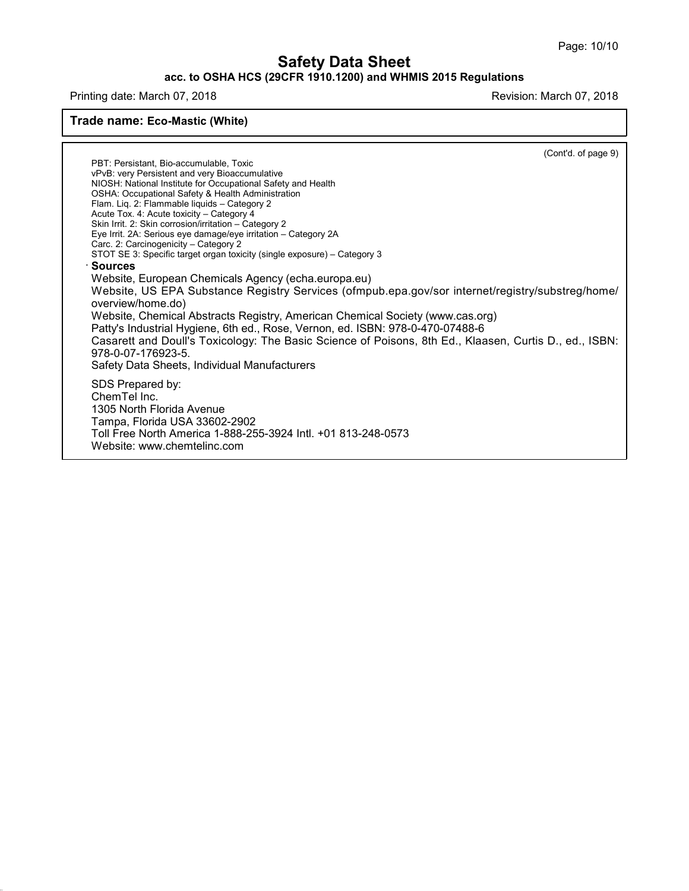**Safety Data Sheet**

**acc. to OSHA HCS (29CFR 1910.1200) and WHMIS 2015 Regulations**

Printing date: March 07, 2018 Revision: March 07, 2018

**Trade name: Eco-Mastic (White)**

(Cont'd. of page 9)

PBT: Persistant, Bio-accumulable, Toxic
vPvB: very Persistent and very Bioaccumulative
NIOSH: National Institute for Occupational Safety and Health
OSHA: Occupational Safety & Health Administration
Flam. Liq. 2: Flammable liquids – Category 2
Acute Tox. 4: Acute toxicity – Category 4
Skin Irrit. 2: Skin corrosion/irritation – Category 2
Eye Irrit. 2A: Serious eye damage/eye irritation – Category 2A
Carc. 2: Carcinogenicity – Category 2
STOT SE 3: Specific target organ toxicity (single exposure) – Category 3

· **Sources**

Website, European Chemicals Agency (echa.europa.eu)
Website, US EPA Substance Registry Services (ofmpub.epa.gov/sor internet/registry/substreg/home/overview/home.do)
Website, Chemical Abstracts Registry, American Chemical Society (www.cas.org)
Patty's Industrial Hygiene, 6th ed., Rose, Vernon, ed. ISBN: 978-0-470-07488-6
Casarett and Doull's Toxicology: The Basic Science of Poisons, 8th Ed., Klaasen, Curtis D., ed., ISBN: 978-0-07-176923-5.
Safety Data Sheets, Individual Manufacturers

SDS Prepared by:
ChemTel Inc.
1305 North Florida Avenue
Tampa, Florida USA 33602-2902
Toll Free North America 1-888-255-3924 Intl. +01 813-248-0573
Website: www.chemtelinc.com